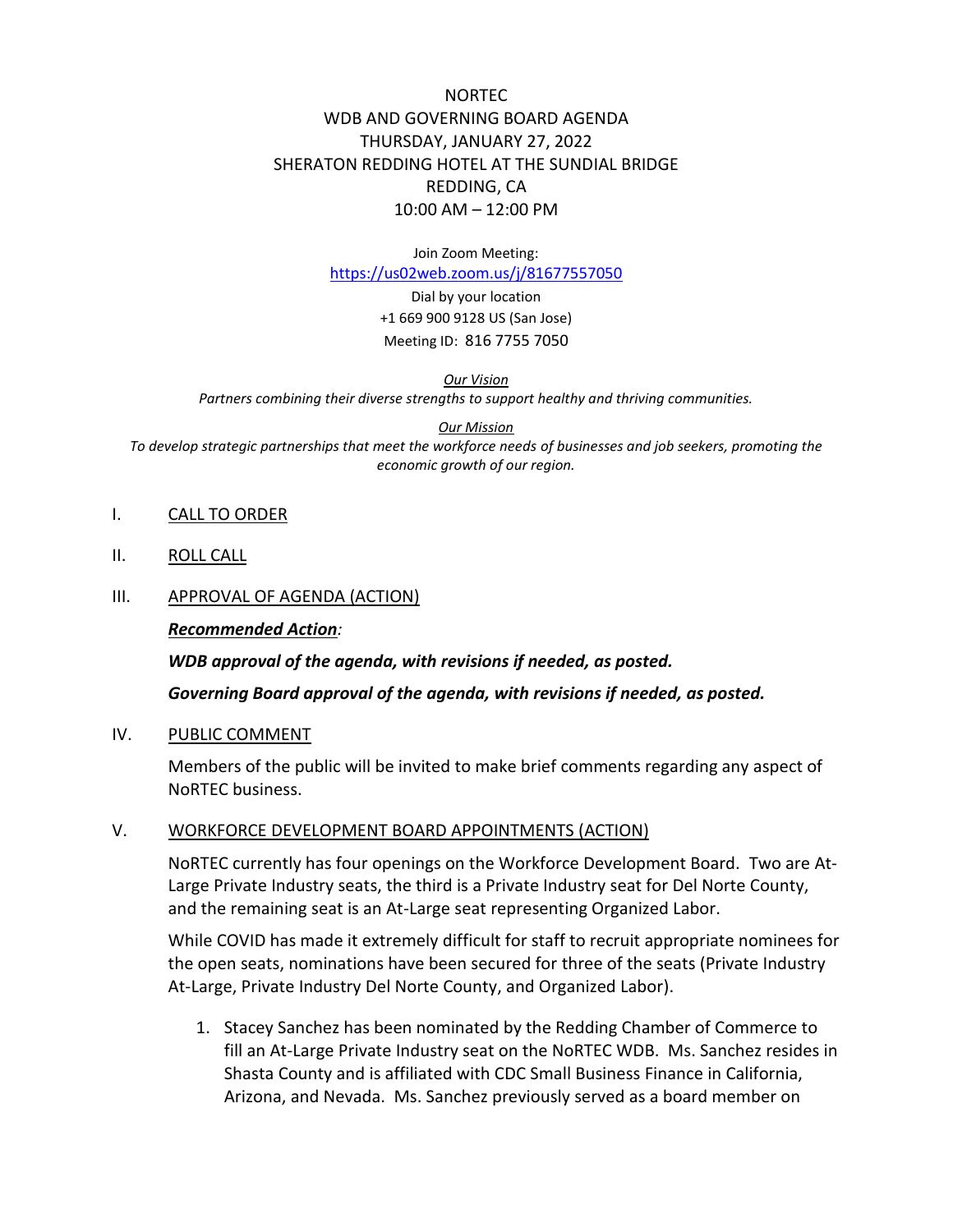# NORTEC
## WDB AND GOVERNING BOARD AGENDA
### THURSDAY, JANUARY 27, 2022
### SHERATON REDDING HOTEL AT THE SUNDIAL BRIDGE
### REDDING, CA
### 10:00 AM – 12:00 PM

Join Zoom Meeting:
https://us02web.zoom.us/j/81677557050

Dial by your location
+1 669 900 9128 US (San Jose)
Meeting ID: 816 7755 7050

***Our Vision***
*Partners combining their diverse strengths to support healthy and thriving communities.*

***Our Mission***
*To develop strategic partnerships that meet the workforce needs of businesses and job seekers, promoting the economic growth of our region.*

I. CALL TO ORDER

II. ROLL CALL

III. APPROVAL OF AGENDA (ACTION)

***Recommended Action:***

***WDB approval of the agenda, with revisions if needed, as posted.***

***Governing Board approval of the agenda, with revisions if needed, as posted.***

IV. PUBLIC COMMENT

Members of the public will be invited to make brief comments regarding any aspect of NoRTEC business.

V. WORKFORCE DEVELOPMENT BOARD APPOINTMENTS (ACTION)

NoRTEC currently has four openings on the Workforce Development Board. Two are At-Large Private Industry seats, the third is a Private Industry seat for Del Norte County, and the remaining seat is an At-Large seat representing Organized Labor.

While COVID has made it extremely difficult for staff to recruit appropriate nominees for the open seats, nominations have been secured for three of the seats (Private Industry At-Large, Private Industry Del Norte County, and Organized Labor).

1. Stacey Sanchez has been nominated by the Redding Chamber of Commerce to fill an At-Large Private Industry seat on the NoRTEC WDB. Ms. Sanchez resides in Shasta County and is affiliated with CDC Small Business Finance in California, Arizona, and Nevada. Ms. Sanchez previously served as a board member on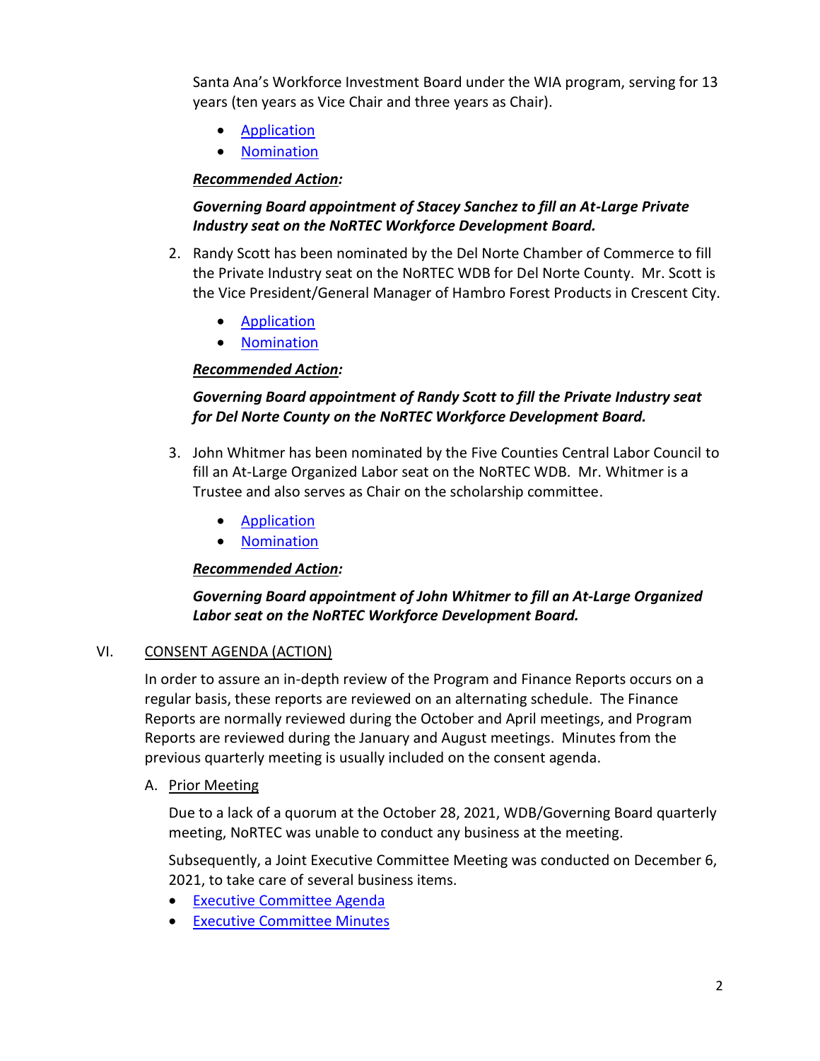Santa Ana's Workforce Investment Board under the WIA program, serving for 13 years (ten years as Vice Chair and three years as Chair).

- Application
- Nomination

***Recommended Action:***

***Governing Board appointment of Stacey Sanchez to fill an At-Large Private Industry seat on the NoRTEC Workforce Development Board.***

2. Randy Scott has been nominated by the Del Norte Chamber of Commerce to fill the Private Industry seat on the NoRTEC WDB for Del Norte County. Mr. Scott is the Vice President/General Manager of Hambro Forest Products in Crescent City.

   - Application
   - Nomination

   ***Recommended Action:***

   ***Governing Board appointment of Randy Scott to fill the Private Industry seat for Del Norte County on the NoRTEC Workforce Development Board.***

3. John Whitmer has been nominated by the Five Counties Central Labor Council to fill an At-Large Organized Labor seat on the NoRTEC WDB. Mr. Whitmer is a Trustee and also serves as Chair on the scholarship committee.

   - Application
   - Nomination

   ***Recommended Action:***

   ***Governing Board appointment of John Whitmer to fill an At-Large Organized Labor seat on the NoRTEC Workforce Development Board.***

## VI. CONSENT AGENDA (ACTION)

In order to assure an in-depth review of the Program and Finance Reports occurs on a regular basis, these reports are reviewed on an alternating schedule. The Finance Reports are normally reviewed during the October and April meetings, and Program Reports are reviewed during the January and August meetings. Minutes from the previous quarterly meeting is usually included on the consent agenda.

### A. Prior Meeting

Due to a lack of a quorum at the October 28, 2021, WDB/Governing Board quarterly meeting, NoRTEC was unable to conduct any business at the meeting.

Subsequently, a Joint Executive Committee Meeting was conducted on December 6, 2021, to take care of several business items.

- Executive Committee Agenda
- Executive Committee Minutes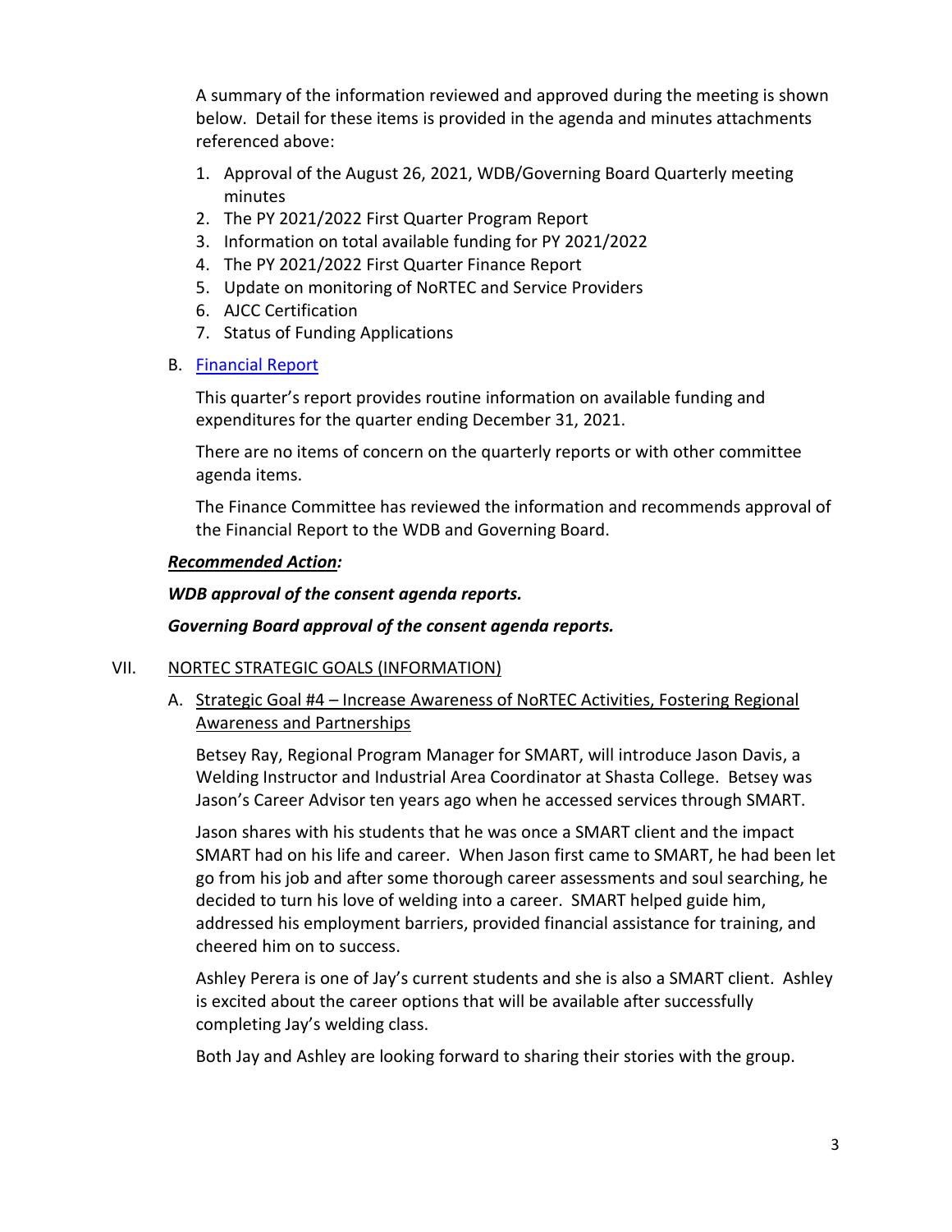A summary of the information reviewed and approved during the meeting is shown below. Detail for these items is provided in the agenda and minutes attachments referenced above:

1. Approval of the August 26, 2021, WDB/Governing Board Quarterly meeting minutes
2. The PY 2021/2022 First Quarter Program Report
3. Information on total available funding for PY 2021/2022
4. The PY 2021/2022 First Quarter Finance Report
5. Update on monitoring of NoRTEC and Service Providers
6. AJCC Certification
7. Status of Funding Applications

B. Financial Report

This quarter's report provides routine information on available funding and expenditures for the quarter ending December 31, 2021.

There are no items of concern on the quarterly reports or with other committee agenda items.

The Finance Committee has reviewed the information and recommends approval of the Financial Report to the WDB and Governing Board.

***Recommended Action:***

***WDB approval of the consent agenda reports.***

***Governing Board approval of the consent agenda reports.***

VII. NORTEC STRATEGIC GOALS (INFORMATION)

A. Strategic Goal #4 – Increase Awareness of NoRTEC Activities, Fostering Regional Awareness and Partnerships

Betsey Ray, Regional Program Manager for SMART, will introduce Jason Davis, a Welding Instructor and Industrial Area Coordinator at Shasta College. Betsey was Jason's Career Advisor ten years ago when he accessed services through SMART.

Jason shares with his students that he was once a SMART client and the impact SMART had on his life and career. When Jason first came to SMART, he had been let go from his job and after some thorough career assessments and soul searching, he decided to turn his love of welding into a career. SMART helped guide him, addressed his employment barriers, provided financial assistance for training, and cheered him on to success.

Ashley Perera is one of Jay's current students and she is also a SMART client. Ashley is excited about the career options that will be available after successfully completing Jay's welding class.

Both Jay and Ashley are looking forward to sharing their stories with the group.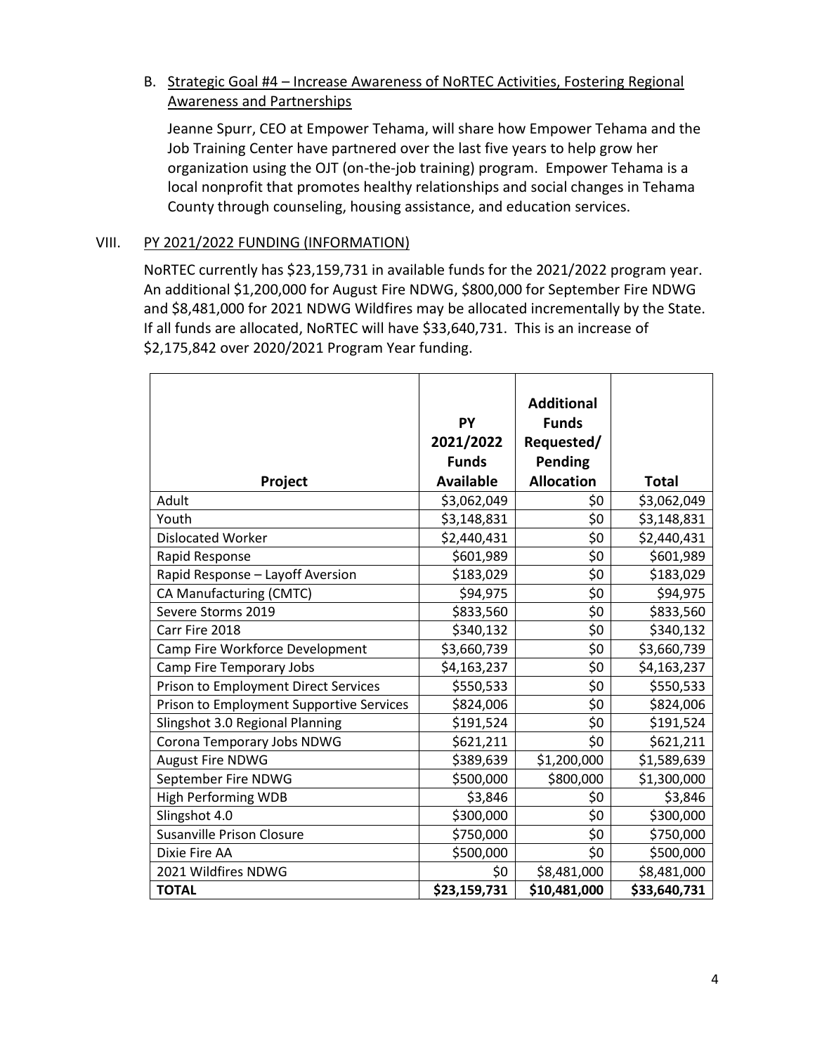B. <u>Strategic Goal #4 – Increase Awareness of NoRTEC Activities, Fostering Regional Awareness and Partnerships</u>

Jeanne Spurr, CEO at Empower Tehama, will share how Empower Tehama and the Job Training Center have partnered over the last five years to help grow her organization using the OJT (on-the-job training) program. Empower Tehama is a local nonprofit that promotes healthy relationships and social changes in Tehama County through counseling, housing assistance, and education services.

## VIII. PY 2021/2022 FUNDING (INFORMATION)

NoRTEC currently has $23,159,731 in available funds for the 2021/2022 program year. An additional $1,200,000 for August Fire NDWG, $800,000 for September Fire NDWG and $8,481,000 for 2021 NDWG Wildfires may be allocated incrementally by the State. If all funds are allocated, NoRTEC will have $33,640,731. This is an increase of $2,175,842 over 2020/2021 Program Year funding.

| Project | PY 2021/2022 Funds Available | Additional Funds Requested/ Pending Allocation | Total |
|---|---|---|---|
| Adult | $3,062,049 | $0 | $3,062,049 |
| Youth | $3,148,831 | $0 | $3,148,831 |
| Dislocated Worker | $2,440,431 | $0 | $2,440,431 |
| Rapid Response | $601,989 | $0 | $601,989 |
| Rapid Response – Layoff Aversion | $183,029 | $0 | $183,029 |
| CA Manufacturing (CMTC) | $94,975 | $0 | $94,975 |
| Severe Storms 2019 | $833,560 | $0 | $833,560 |
| Carr Fire 2018 | $340,132 | $0 | $340,132 |
| Camp Fire Workforce Development | $3,660,739 | $0 | $3,660,739 |
| Camp Fire Temporary Jobs | $4,163,237 | $0 | $4,163,237 |
| Prison to Employment Direct Services | $550,533 | $0 | $550,533 |
| Prison to Employment Supportive Services | $824,006 | $0 | $824,006 |
| Slingshot 3.0 Regional Planning | $191,524 | $0 | $191,524 |
| Corona Temporary Jobs NDWG | $621,211 | $0 | $621,211 |
| August Fire NDWG | $389,639 | $1,200,000 | $1,589,639 |
| September Fire NDWG | $500,000 | $800,000 | $1,300,000 |
| High Performing WDB | $3,846 | $0 | $3,846 |
| Slingshot 4.0 | $300,000 | $0 | $300,000 |
| Susanville Prison Closure | $750,000 | $0 | $750,000 |
| Dixie Fire AA | $500,000 | $0 | $500,000 |
| 2021 Wildfires NDWG | $0 | $8,481,000 | $8,481,000 |
| **TOTAL** | **$23,159,731** | **$10,481,000** | **$33,640,731** |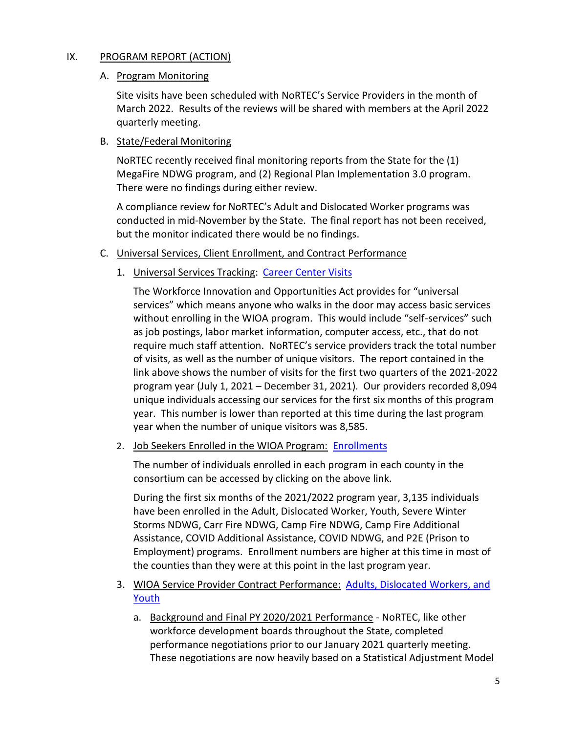## IX. PROGRAM REPORT (ACTION)

### A. Program Monitoring

Site visits have been scheduled with NoRTEC's Service Providers in the month of March 2022. Results of the reviews will be shared with members at the April 2022 quarterly meeting.

### B. State/Federal Monitoring

NoRTEC recently received final monitoring reports from the State for the (1) MegaFire NDWG program, and (2) Regional Plan Implementation 3.0 program. There were no findings during either review.

A compliance review for NoRTEC's Adult and Dislocated Worker programs was conducted in mid-November by the State. The final report has not been received, but the monitor indicated there would be no findings.

### C. Universal Services, Client Enrollment, and Contract Performance

1. Universal Services Tracking: Career Center Visits

   The Workforce Innovation and Opportunities Act provides for "universal services" which means anyone who walks in the door may access basic services without enrolling in the WIOA program. This would include "self-services" such as job postings, labor market information, computer access, etc., that do not require much staff attention. NoRTEC's service providers track the total number of visits, as well as the number of unique visitors. The report contained in the link above shows the number of visits for the first two quarters of the 2021-2022 program year (July 1, 2021 – December 31, 2021). Our providers recorded 8,094 unique individuals accessing our services for the first six months of this program year. This number is lower than reported at this time during the last program year when the number of unique visitors was 8,585.

2. Job Seekers Enrolled in the WIOA Program: Enrollments

   The number of individuals enrolled in each program in each county in the consortium can be accessed by clicking on the above link.

   During the first six months of the 2021/2022 program year, 3,135 individuals have been enrolled in the Adult, Dislocated Worker, Youth, Severe Winter Storms NDWG, Carr Fire NDWG, Camp Fire NDWG, Camp Fire Additional Assistance, COVID Additional Assistance, COVID NDWG, and P2E (Prison to Employment) programs. Enrollment numbers are higher at this time in most of the counties than they were at this point in the last program year.

3. WIOA Service Provider Contract Performance: Adults, Dislocated Workers, and Youth

   a. Background and Final PY 2020/2021 Performance - NoRTEC, like other workforce development boards throughout the State, completed performance negotiations prior to our January 2021 quarterly meeting. These negotiations are now heavily based on a Statistical Adjustment Model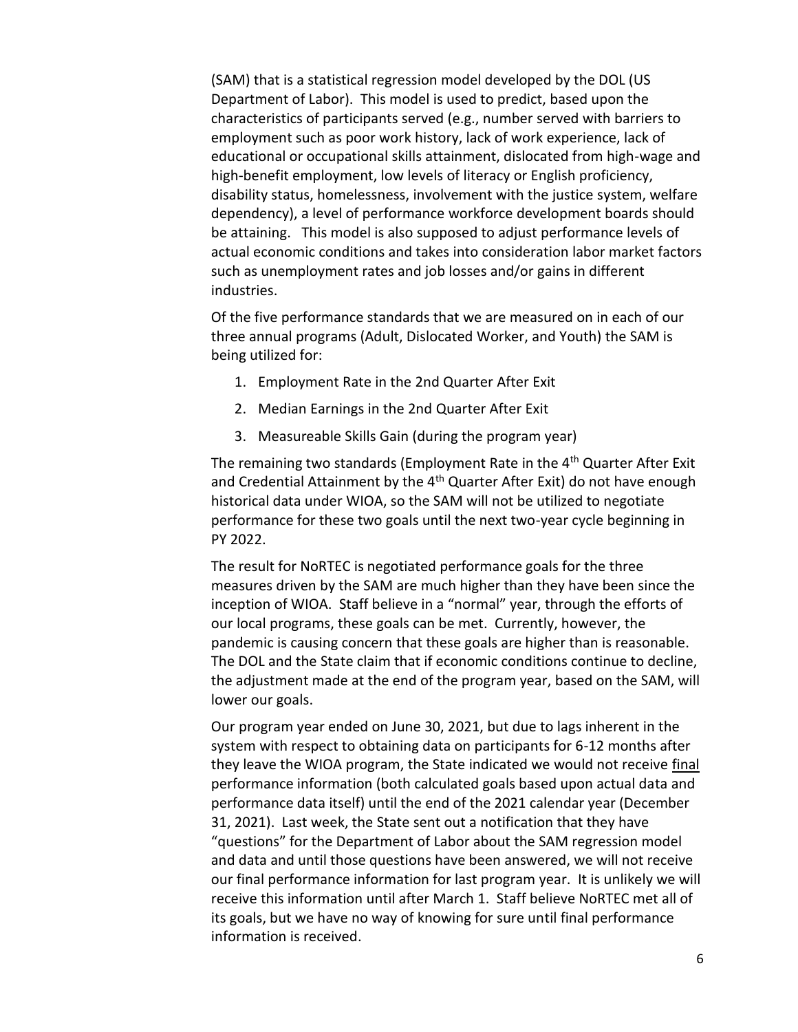(SAM) that is a statistical regression model developed by the DOL (US Department of Labor). This model is used to predict, based upon the characteristics of participants served (e.g., number served with barriers to employment such as poor work history, lack of work experience, lack of educational or occupational skills attainment, dislocated from high-wage and high-benefit employment, low levels of literacy or English proficiency, disability status, homelessness, involvement with the justice system, welfare dependency), a level of performance workforce development boards should be attaining. This model is also supposed to adjust performance levels of actual economic conditions and takes into consideration labor market factors such as unemployment rates and job losses and/or gains in different industries.

Of the five performance standards that we are measured on in each of our three annual programs (Adult, Dislocated Worker, and Youth) the SAM is being utilized for:

1. Employment Rate in the 2nd Quarter After Exit
2. Median Earnings in the 2nd Quarter After Exit
3. Measureable Skills Gain (during the program year)

The remaining two standards (Employment Rate in the 4th Quarter After Exit and Credential Attainment by the 4th Quarter After Exit) do not have enough historical data under WIOA, so the SAM will not be utilized to negotiate performance for these two goals until the next two-year cycle beginning in PY 2022.

The result for NoRTEC is negotiated performance goals for the three measures driven by the SAM are much higher than they have been since the inception of WIOA. Staff believe in a "normal" year, through the efforts of our local programs, these goals can be met. Currently, however, the pandemic is causing concern that these goals are higher than is reasonable. The DOL and the State claim that if economic conditions continue to decline, the adjustment made at the end of the program year, based on the SAM, will lower our goals.

Our program year ended on June 30, 2021, but due to lags inherent in the system with respect to obtaining data on participants for 6-12 months after they leave the WIOA program, the State indicated we would not receive <u>final</u> performance information (both calculated goals based upon actual data and performance data itself) until the end of the 2021 calendar year (December 31, 2021). Last week, the State sent out a notification that they have "questions" for the Department of Labor about the SAM regression model and data and until those questions have been answered, we will not receive our final performance information for last program year. It is unlikely we will receive this information until after March 1. Staff believe NoRTEC met all of its goals, but we have no way of knowing for sure until final performance information is received.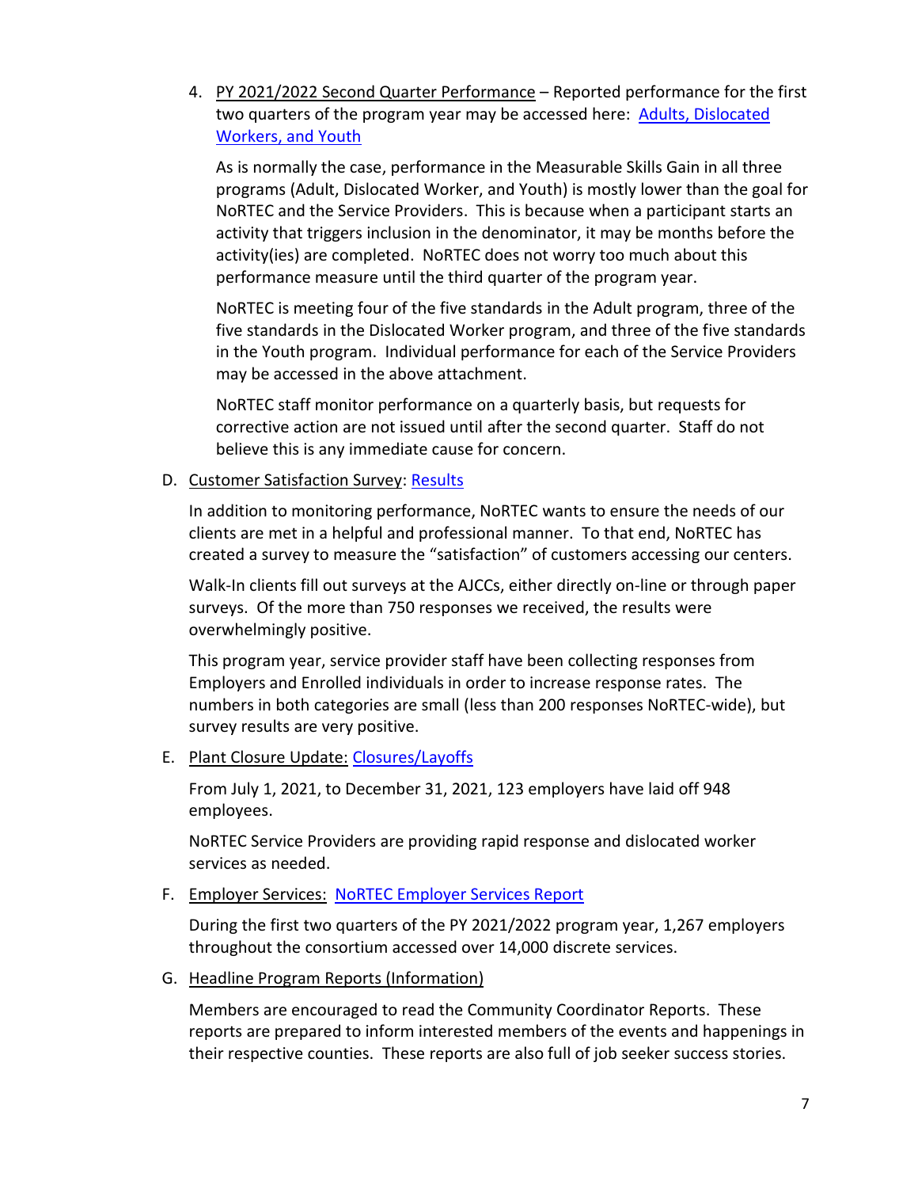4. PY 2021/2022 Second Quarter Performance – Reported performance for the first two quarters of the program year may be accessed here: [Adults, Dislocated Workers, and Youth]()

   As is normally the case, performance in the Measurable Skills Gain in all three programs (Adult, Dislocated Worker, and Youth) is mostly lower than the goal for NoRTEC and the Service Providers. This is because when a participant starts an activity that triggers inclusion in the denominator, it may be months before the activity(ies) are completed. NoRTEC does not worry too much about this performance measure until the third quarter of the program year.

   NoRTEC is meeting four of the five standards in the Adult program, three of the five standards in the Dislocated Worker program, and three of the five standards in the Youth program. Individual performance for each of the Service Providers may be accessed in the above attachment.

   NoRTEC staff monitor performance on a quarterly basis, but requests for corrective action are not issued until after the second quarter. Staff do not believe this is any immediate cause for concern.

D. Customer Satisfaction Survey: [Results]()

   In addition to monitoring performance, NoRTEC wants to ensure the needs of our clients are met in a helpful and professional manner. To that end, NoRTEC has created a survey to measure the "satisfaction" of customers accessing our centers.

   Walk-In clients fill out surveys at the AJCCs, either directly on-line or through paper surveys. Of the more than 750 responses we received, the results were overwhelmingly positive.

   This program year, service provider staff have been collecting responses from Employers and Enrolled individuals in order to increase response rates. The numbers in both categories are small (less than 200 responses NoRTEC-wide), but survey results are very positive.

E. Plant Closure Update: [Closures/Layoffs]()

   From July 1, 2021, to December 31, 2021, 123 employers have laid off 948 employees.

   NoRTEC Service Providers are providing rapid response and dislocated worker services as needed.

F. Employer Services: [NoRTEC Employer Services Report]()

   During the first two quarters of the PY 2021/2022 program year, 1,267 employers throughout the consortium accessed over 14,000 discrete services.

G. Headline Program Reports (Information)

   Members are encouraged to read the Community Coordinator Reports. These reports are prepared to inform interested members of the events and happenings in their respective counties. These reports are also full of job seeker success stories.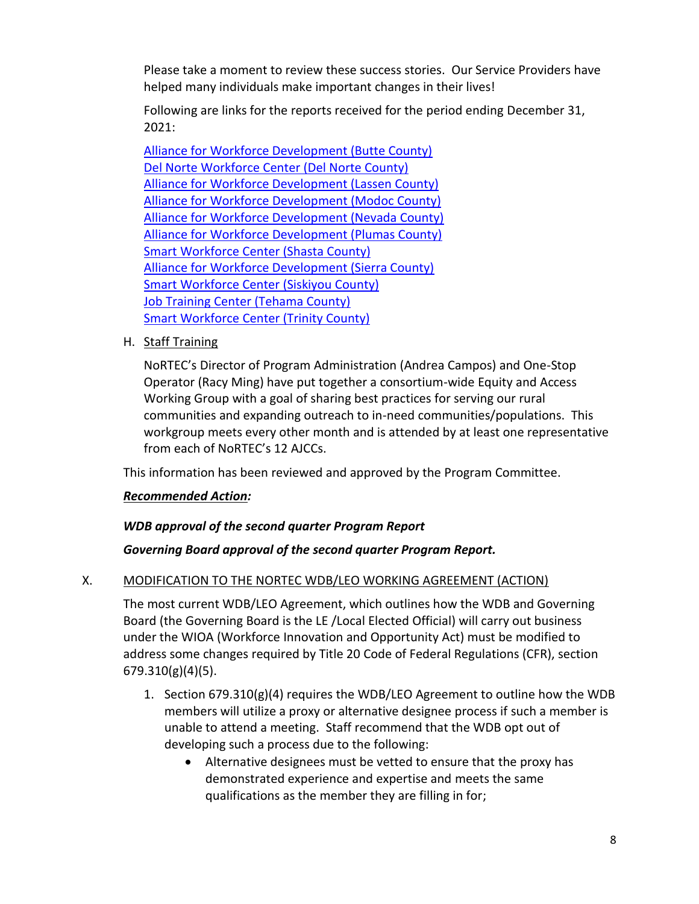Please take a moment to review these success stories. Our Service Providers have helped many individuals make important changes in their lives!

Following are links for the reports received for the period ending December 31, 2021:

Alliance for Workforce Development (Butte County)
Del Norte Workforce Center (Del Norte County)
Alliance for Workforce Development (Lassen County)
Alliance for Workforce Development (Modoc County)
Alliance for Workforce Development (Nevada County)
Alliance for Workforce Development (Plumas County)
Smart Workforce Center (Shasta County)
Alliance for Workforce Development (Sierra County)
Smart Workforce Center (Siskiyou County)
Job Training Center (Tehama County)
Smart Workforce Center (Trinity County)

H. Staff Training

NoRTEC's Director of Program Administration (Andrea Campos) and One-Stop Operator (Racy Ming) have put together a consortium-wide Equity and Access Working Group with a goal of sharing best practices for serving our rural communities and expanding outreach to in-need communities/populations. This workgroup meets every other month and is attended by at least one representative from each of NoRTEC's 12 AJCCs.

This information has been reviewed and approved by the Program Committee.

***Recommended Action:***

***WDB approval of the second quarter Program Report***

***Governing Board approval of the second quarter Program Report.***

X. MODIFICATION TO THE NORTEC WDB/LEO WORKING AGREEMENT (ACTION)

The most current WDB/LEO Agreement, which outlines how the WDB and Governing Board (the Governing Board is the LE /Local Elected Official) will carry out business under the WIOA (Workforce Innovation and Opportunity Act) must be modified to address some changes required by Title 20 Code of Federal Regulations (CFR), section 679.310(g)(4)(5).

1. Section 679.310(g)(4) requires the WDB/LEO Agreement to outline how the WDB members will utilize a proxy or alternative designee process if such a member is unable to attend a meeting. Staff recommend that the WDB opt out of developing such a process due to the following:
   - Alternative designees must be vetted to ensure that the proxy has demonstrated experience and expertise and meets the same qualifications as the member they are filling in for;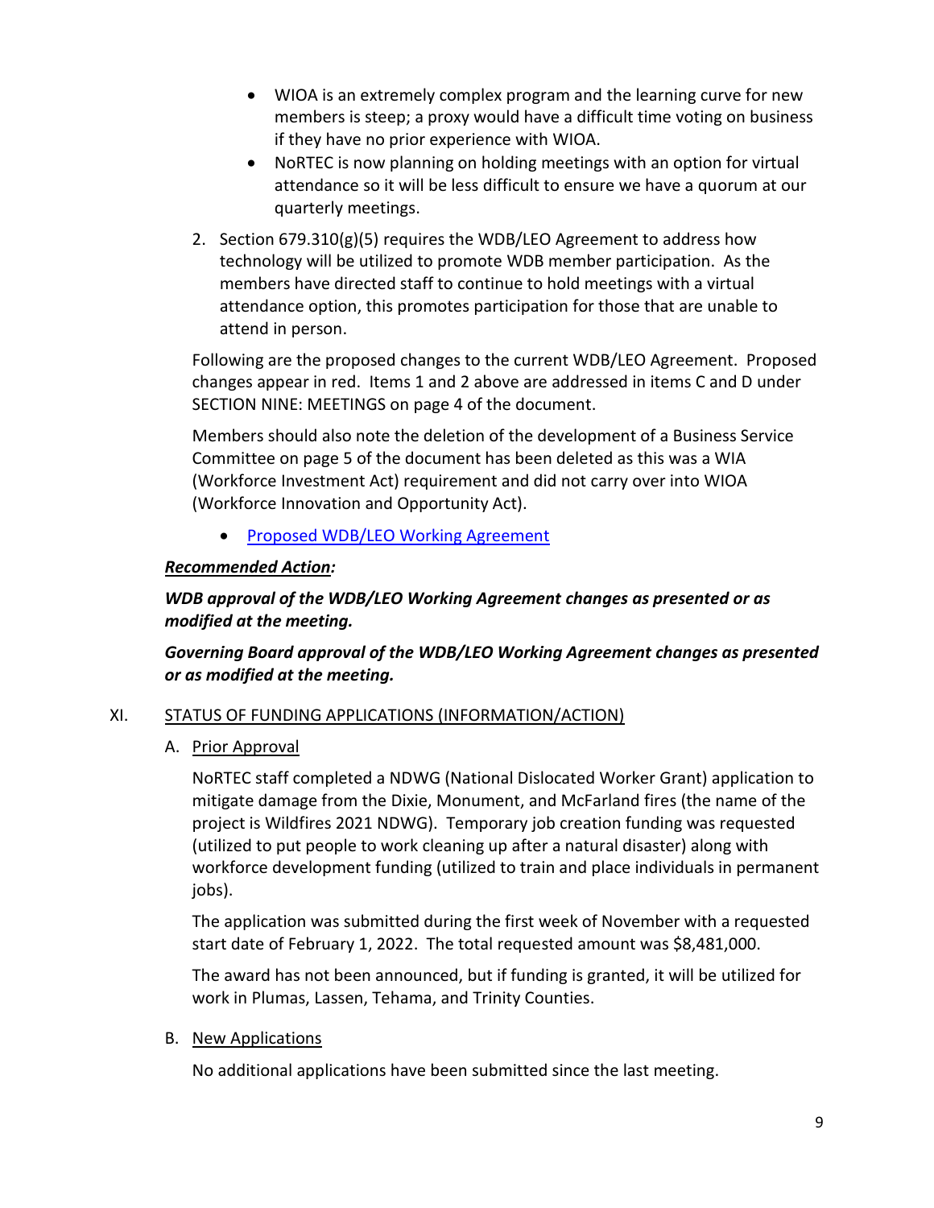- WIOA is an extremely complex program and the learning curve for new members is steep; a proxy would have a difficult time voting on business if they have no prior experience with WIOA.
- NoRTEC is now planning on holding meetings with an option for virtual attendance so it will be less difficult to ensure we have a quorum at our quarterly meetings.

2. Section 679.310(g)(5) requires the WDB/LEO Agreement to address how technology will be utilized to promote WDB member participation. As the members have directed staff to continue to hold meetings with a virtual attendance option, this promotes participation for those that are unable to attend in person.

Following are the proposed changes to the current WDB/LEO Agreement. Proposed changes appear in red. Items 1 and 2 above are addressed in items C and D under SECTION NINE: MEETINGS on page 4 of the document.

Members should also note the deletion of the development of a Business Service Committee on page 5 of the document has been deleted as this was a WIA (Workforce Investment Act) requirement and did not carry over into WIOA (Workforce Innovation and Opportunity Act).

- Proposed WDB/LEO Working Agreement

***Recommended Action:***

***WDB approval of the WDB/LEO Working Agreement changes as presented or as modified at the meeting.***

***Governing Board approval of the WDB/LEO Working Agreement changes as presented or as modified at the meeting.***

## XI. STATUS OF FUNDING APPLICATIONS (INFORMATION/ACTION)

### A. Prior Approval

NoRTEC staff completed a NDWG (National Dislocated Worker Grant) application to mitigate damage from the Dixie, Monument, and McFarland fires (the name of the project is Wildfires 2021 NDWG). Temporary job creation funding was requested (utilized to put people to work cleaning up after a natural disaster) along with workforce development funding (utilized to train and place individuals in permanent jobs).

The application was submitted during the first week of November with a requested start date of February 1, 2022. The total requested amount was $8,481,000.

The award has not been announced, but if funding is granted, it will be utilized for work in Plumas, Lassen, Tehama, and Trinity Counties.

### B. New Applications

No additional applications have been submitted since the last meeting.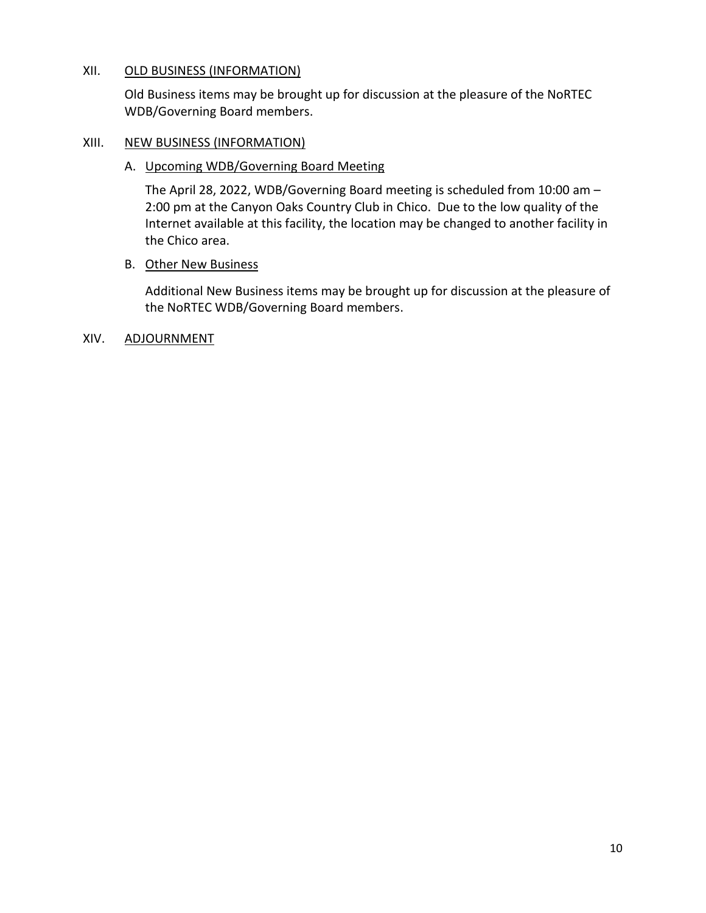## XII. <u>OLD BUSINESS (INFORMATION)</u>

Old Business items may be brought up for discussion at the pleasure of the NoRTEC WDB/Governing Board members.

## XIII. <u>NEW BUSINESS (INFORMATION)</u>

### A. <u>Upcoming WDB/Governing Board Meeting</u>

The April 28, 2022, WDB/Governing Board meeting is scheduled from 10:00 am – 2:00 pm at the Canyon Oaks Country Club in Chico. Due to the low quality of the Internet available at this facility, the location may be changed to another facility in the Chico area.

### B. <u>Other New Business</u>

Additional New Business items may be brought up for discussion at the pleasure of the NoRTEC WDB/Governing Board members.

## XIV. <u>ADJOURNMENT</u>